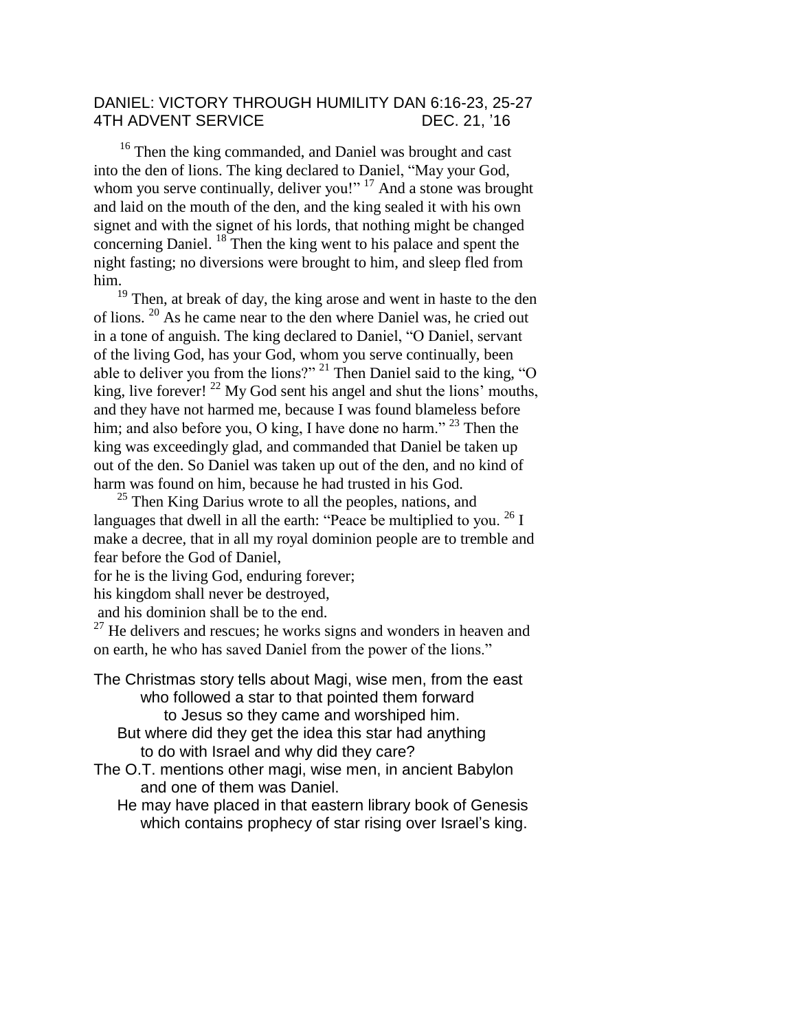DANIEL: VICTORY THROUGH HUMILITY DAN 6:16-23, 25-27
4TH ADVENT SERVICE DEC. 21, '16

[16] Then the king commanded, and Daniel was brought and cast into the den of lions. The king declared to Daniel, "May your God, whom you serve continually, deliver you!" [17] And a stone was brought and laid on the mouth of the den, and the king sealed it with his own signet and with the signet of his lords, that nothing might be changed concerning Daniel. [18] Then the king went to his palace and spent the night fasting; no diversions were brought to him, and sleep fled from him.

[19] Then, at break of day, the king arose and went in haste to the den of lions. [20] As he came near to the den where Daniel was, he cried out in a tone of anguish. The king declared to Daniel, "O Daniel, servant of the living God, has your God, whom you serve continually, been able to deliver you from the lions?" [21] Then Daniel said to the king, "O king, live forever! [22] My God sent his angel and shut the lions' mouths, and they have not harmed me, because I was found blameless before him; and also before you, O king, I have done no harm." [23] Then the king was exceedingly glad, and commanded that Daniel be taken up out of the den. So Daniel was taken up out of the den, and no kind of harm was found on him, because he had trusted in his God.

[25] Then King Darius wrote to all the peoples, nations, and languages that dwell in all the earth: "Peace be multiplied to you. [26] I make a decree, that in all my royal dominion people are to tremble and fear before the God of Daniel,
for he is the living God, enduring forever;
his kingdom shall never be destroyed,
and his dominion shall be to the end.
[27] He delivers and rescues; he works signs and wonders in heaven and on earth, he who has saved Daniel from the power of the lions."

The Christmas story tells about Magi, wise men, from the east
 who followed a star to that pointed them forward
 to Jesus so they came and worshiped him.
 But where did they get the idea this star had anything
 to do with Israel and why did they care?
The O.T. mentions other magi, wise men, in ancient Babylon
 and one of them was Daniel.
 He may have placed in that eastern library book of Genesis
 which contains prophecy of star rising over Israel's king.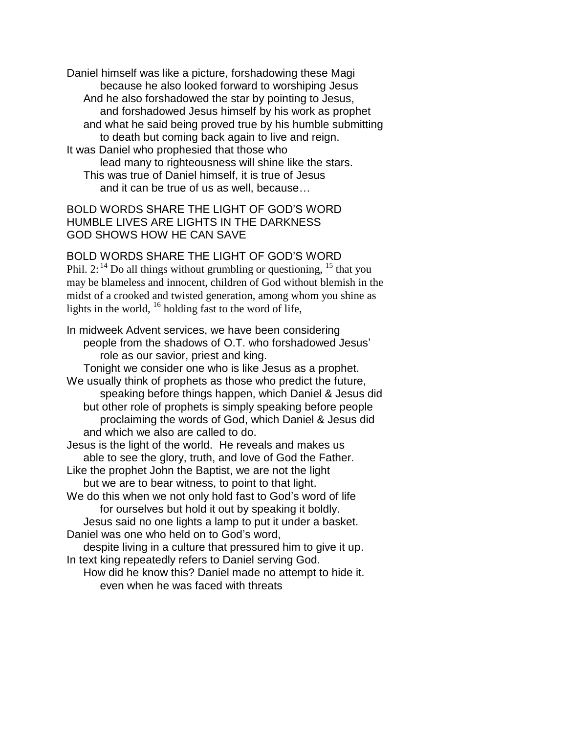Daniel himself was like a picture, forshadowing these Magi
because he also looked forward to worshiping Jesus
And he also forshadowed the star by pointing to Jesus,
and forshadowed Jesus himself by his work as prophet
and what he said being proved true by his humble submitting
to death but coming back again to live and reign.
It was Daniel who prophesied that those who
lead many to righteousness will shine like the stars.
This was true of Daniel himself, it is true of Jesus
and it can be true of us as well, because…

BOLD WORDS SHARE THE LIGHT OF GOD'S WORD
HUMBLE LIVES ARE LIGHTS IN THE DARKNESS
GOD SHOWS HOW HE CAN SAVE

BOLD WORDS SHARE THE LIGHT OF GOD'S WORD
Phil. 2: [14] Do all things without grumbling or questioning, [15] that you may be blameless and innocent, children of God without blemish in the midst of a crooked and twisted generation, among whom you shine as lights in the world, [16] holding fast to the word of life,

In midweek Advent services, we have been considering
people from the shadows of O.T. who forshadowed Jesus'
role as our savior, priest and king.
Tonight we consider one who is like Jesus as a prophet.
We usually think of prophets as those who predict the future,
speaking before things happen, which Daniel & Jesus did
but other role of prophets is simply speaking before people
proclaiming the words of God, which Daniel & Jesus did
and which we also are called to do.
Jesus is the light of the world. He reveals and makes us
able to see the glory, truth, and love of God the Father.
Like the prophet John the Baptist, we are not the light
but we are to bear witness, to point to that light.
We do this when we not only hold fast to God's word of life
for ourselves but hold it out by speaking it boldly.
Jesus said no one lights a lamp to put it under a basket.
Daniel was one who held on to God's word,
despite living in a culture that pressured him to give it up.
In text king repeatedly refers to Daniel serving God.
How did he know this? Daniel made no attempt to hide it.
even when he was faced with threats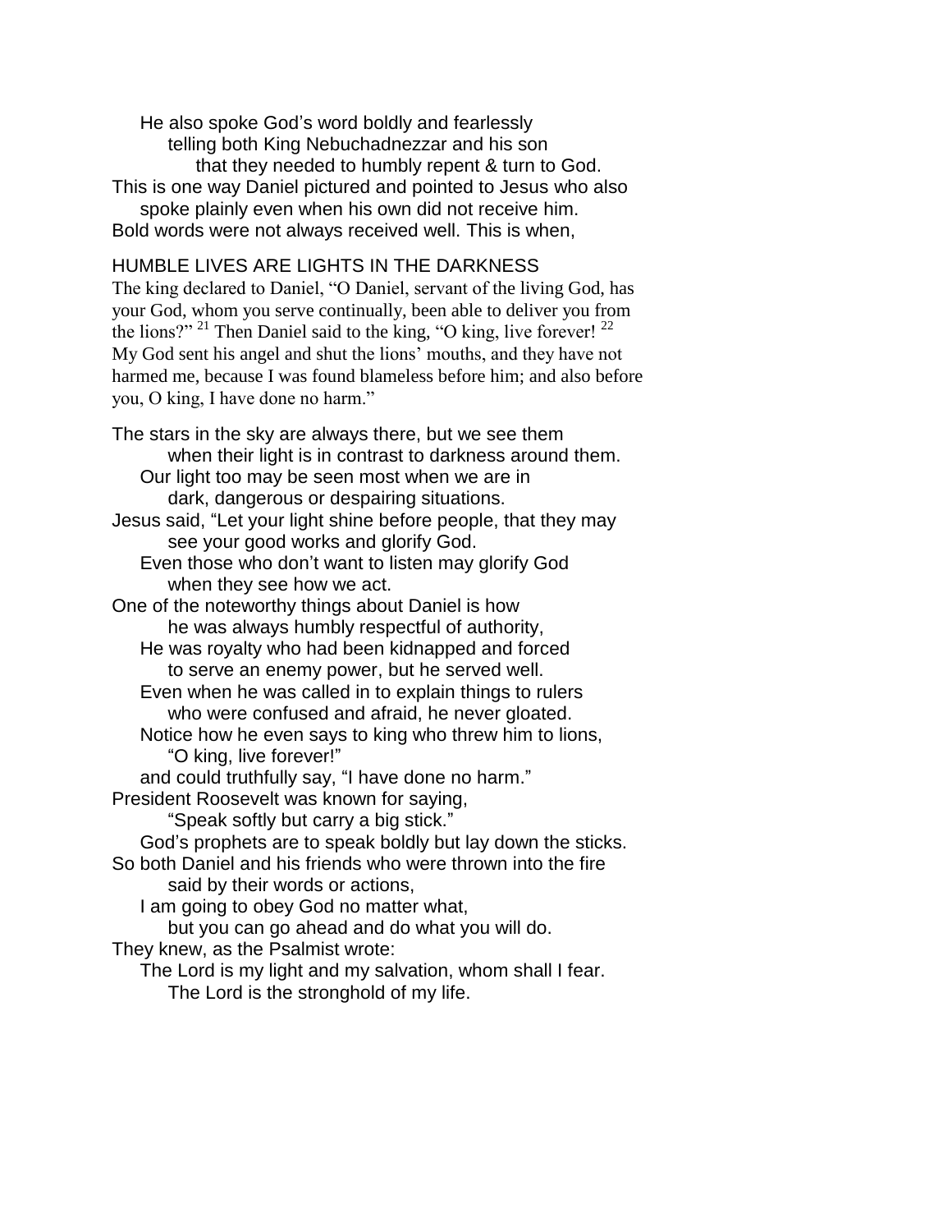He also spoke God's word boldly and fearlessly
telling both King Nebuchadnezzar and his son
that they needed to humbly repent & turn to God.
This is one way Daniel pictured and pointed to Jesus who also
spoke plainly even when his own did not receive him.
Bold words were not always received well. This is when,

HUMBLE LIVES ARE LIGHTS IN THE DARKNESS

The king declared to Daniel, "O Daniel, servant of the living God, has your God, whom you serve continually, been able to deliver you from the lions?" [21] Then Daniel said to the king, "O king, live forever! [22] My God sent his angel and shut the lions' mouths, and they have not harmed me, because I was found blameless before him; and also before you, O king, I have done no harm."

The stars in the sky are always there, but we see them
when their light is in contrast to darkness around them.
Our light too may be seen most when we are in
dark, dangerous or despairing situations.
Jesus said, "Let your light shine before people, that they may
see your good works and glorify God.
Even those who don't want to listen may glorify God
when they see how we act.
One of the noteworthy things about Daniel is how
he was always humbly respectful of authority,
He was royalty who had been kidnapped and forced
to serve an enemy power, but he served well.
Even when he was called in to explain things to rulers
who were confused and afraid, he never gloated.
Notice how he even says to king who threw him to lions,
"O king, live forever!"
and could truthfully say, "I have done no harm."
President Roosevelt was known for saying,
"Speak softly but carry a big stick."
God's prophets are to speak boldly but lay down the sticks.
So both Daniel and his friends who were thrown into the fire
said by their words or actions,
I am going to obey God no matter what,
but you can go ahead and do what you will do.
They knew, as the Psalmist wrote:
The Lord is my light and my salvation, whom shall I fear.
The Lord is the stronghold of my life.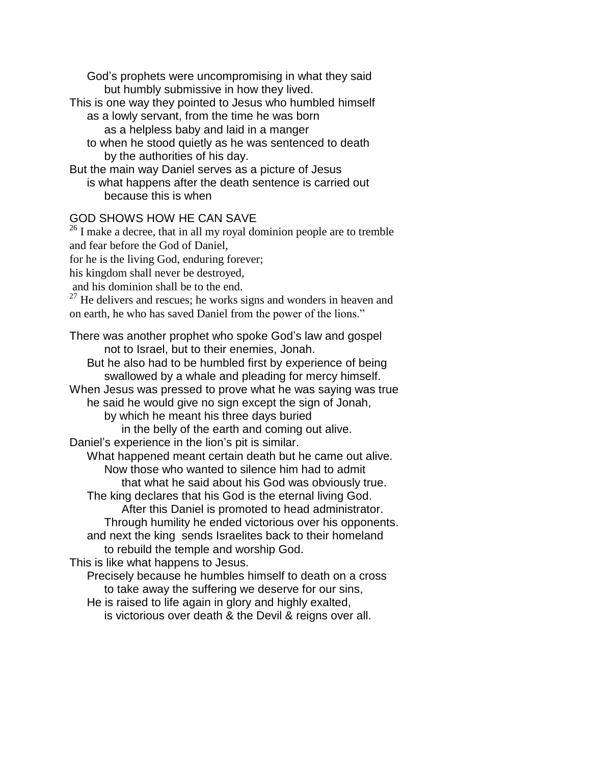God's prophets were uncompromising in what they said
but humbly submissive in how they lived.
This is one way they pointed to Jesus who humbled himself
as a lowly servant, from the time he was born
as a helpless baby and laid in a manger
to when he stood quietly as he was sentenced to death
by the authorities of his day.
But the main way Daniel serves as a picture of Jesus
is what happens after the death sentence is carried out
because this is when

GOD SHOWS HOW HE CAN SAVE

[26] I make a decree, that in all my royal dominion people are to tremble and fear before the God of Daniel,
for he is the living God, enduring forever;
his kingdom shall never be destroyed,
and his dominion shall be to the end.
[27] He delivers and rescues; he works signs and wonders in heaven and on earth, he who has saved Daniel from the power of the lions."

There was another prophet who spoke God's law and gospel
not to Israel, but to their enemies, Jonah.
But he also had to be humbled first by experience of being
swallowed by a whale and pleading for mercy himself.
When Jesus was pressed to prove what he was saying was true
he said he would give no sign except the sign of Jonah,
by which he meant his three days buried
in the belly of the earth and coming out alive.
Daniel's experience in the lion's pit is similar.
What happened meant certain death but he came out alive.
Now those who wanted to silence him had to admit
that what he said about his God was obviously true.
The king declares that his God is the eternal living God.
After this Daniel is promoted to head administrator.
Through humility he ended victorious over his opponents.
and next the king sends Israelites back to their homeland
to rebuild the temple and worship God.
This is like what happens to Jesus.
Precisely because he humbles himself to death on a cross
to take away the suffering we deserve for our sins,
He is raised to life again in glory and highly exalted,
is victorious over death & the Devil & reigns over all.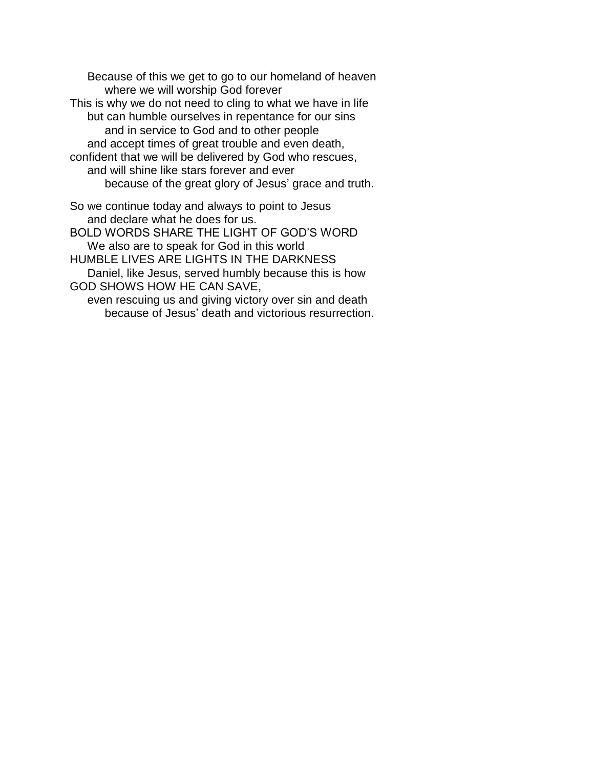Because of this we get to go to our homeland of heaven
where we will worship God forever
This is why we do not need to cling to what we have in life
but can humble ourselves in repentance for our sins
and in service to God and to other people
and accept times of great trouble and even death,
confident that we will be delivered by God who rescues,
and will shine like stars forever and ever
because of the great glory of Jesus' grace and truth.

So we continue today and always to point to Jesus
and declare what he does for us.
BOLD WORDS SHARE THE LIGHT OF GOD'S WORD
We also are to speak for God in this world
HUMBLE LIVES ARE LIGHTS IN THE DARKNESS
Daniel, like Jesus, served humbly because this is how
GOD SHOWS HOW HE CAN SAVE,
even rescuing us and giving victory over sin and death
because of Jesus' death and victorious resurrection.